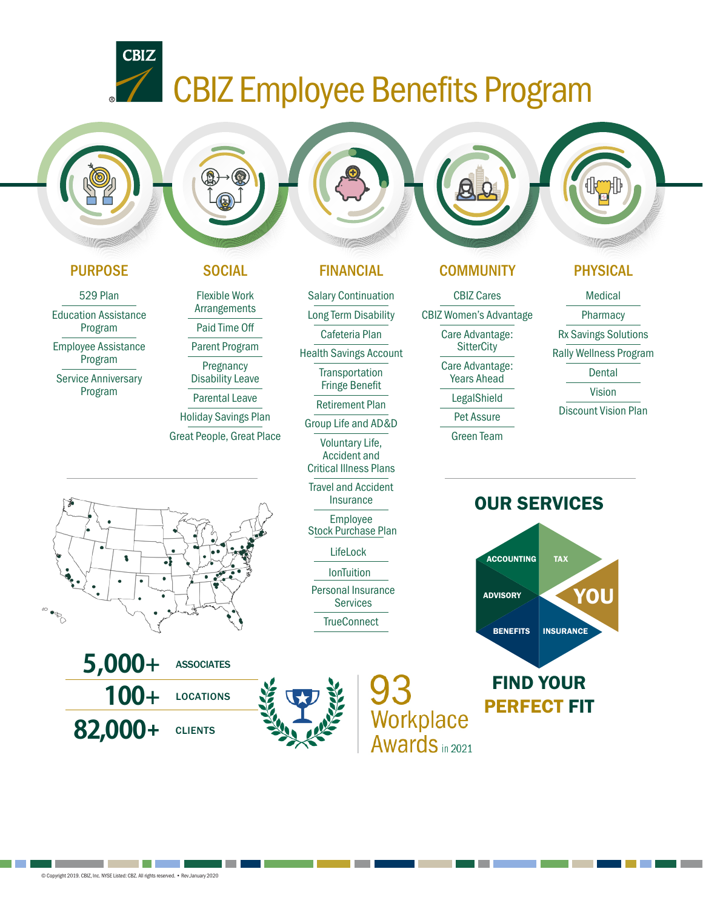# CBIZ Employee Benefits Program

## PURPOSE

- 529 Plan
- Education Assistance Program
- Employee Assistance Program
- Service Anniversary Program

## SOCIAL

- Flexible Work Arrangements
- Paid Time Off
- Parent Program
- Pregnancy Disability Leave
- Parental Leave
- Holiday Savings Plan
- Great People, Great Place

## FINANCIAL

- Salary Continuation
- Long Term Disability
- Cafeteria Plan
- Health Savings Account
- Transportation Fringe Benefit
- Retirement Plan
- Group Life and AD&D
- Voluntary Life, Accident and Critical Illness Plans
- Travel and Accident Insurance
- Employee Stock Purchase Plan
- LifeLock
- IonTuition
- Personal Insurance Services
- TrueConnect

## COMMUNITY

- CBIZ Cares
- CBIZ Women's Advantage
- Care Advantage: SitterCity
- Care Advantage: Years Ahead
- LegalShield
- Pet Assure
- Green Team

## PHYSICAL

- Medical
- Pharmacy
- Rx Savings Solutions
- Rally Wellness Program
- Dental
- Vision
- Discount Vision Plan

## OUR SERVICES

ACCOUNTING · TAX · ADVISORY · BENEFITS · INSURANCE · YOU

**FIND YOUR PERFECT FIT**

**5,000+** ASSOCIATES

**100+** LOCATIONS

**82,000+** CLIENTS

93 Workplace Awards in 2021

© Copyright 2019. CBIZ, Inc. NYSE Listed: CBZ. All rights reserved. • Rev.January 2020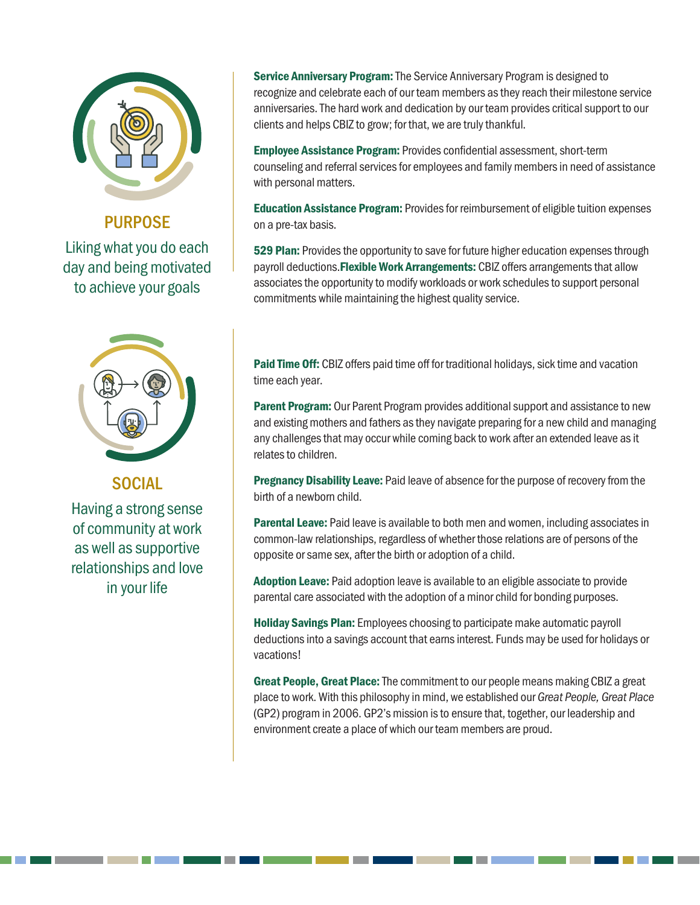## PURPOSE

Liking what you do each day and being motivated to achieve your goals

**Service Anniversary Program:** The Service Anniversary Program is designed to recognize and celebrate each of our team members as they reach their milestone service anniversaries. The hard work and dedication by our team provides critical support to our clients and helps CBIZ to grow; for that, we are truly thankful.

**Employee Assistance Program:** Provides confidential assessment, short-term counseling and referral services for employees and family members in need of assistance with personal matters.

**Education Assistance Program:** Provides for reimbursement of eligible tuition expenses on a pre-tax basis.

**529 Plan:** Provides the opportunity to save for future higher education expenses through payroll deductions.**Flexible Work Arrangements:** CBIZ offers arrangements that allow associates the opportunity to modify workloads or work schedules to support personal commitments while maintaining the highest quality service.

## SOCIAL

Having a strong sense of community at work as well as supportive relationships and love in your life

**Paid Time Off:** CBIZ offers paid time off for traditional holidays, sick time and vacation time each year.

**Parent Program:** Our Parent Program provides additional support and assistance to new and existing mothers and fathers as they navigate preparing for a new child and managing any challenges that may occur while coming back to work after an extended leave as it relates to children.

**Pregnancy Disability Leave:** Paid leave of absence for the purpose of recovery from the birth of a newborn child.

**Parental Leave:** Paid leave is available to both men and women, including associates in common-law relationships, regardless of whether those relations are of persons of the opposite or same sex, after the birth or adoption of a child.

**Adoption Leave:** Paid adoption leave is available to an eligible associate to provide parental care associated with the adoption of a minor child for bonding purposes.

**Holiday Savings Plan:** Employees choosing to participate make automatic payroll deductions into a savings account that earns interest. Funds may be used for holidays or vacations!

**Great People, Great Place:** The commitment to our people means making CBIZ a great place to work. With this philosophy in mind, we established our *Great People, Great Place* (GP2) program in 2006. GP2's mission is to ensure that, together, our leadership and environment create a place of which our team members are proud.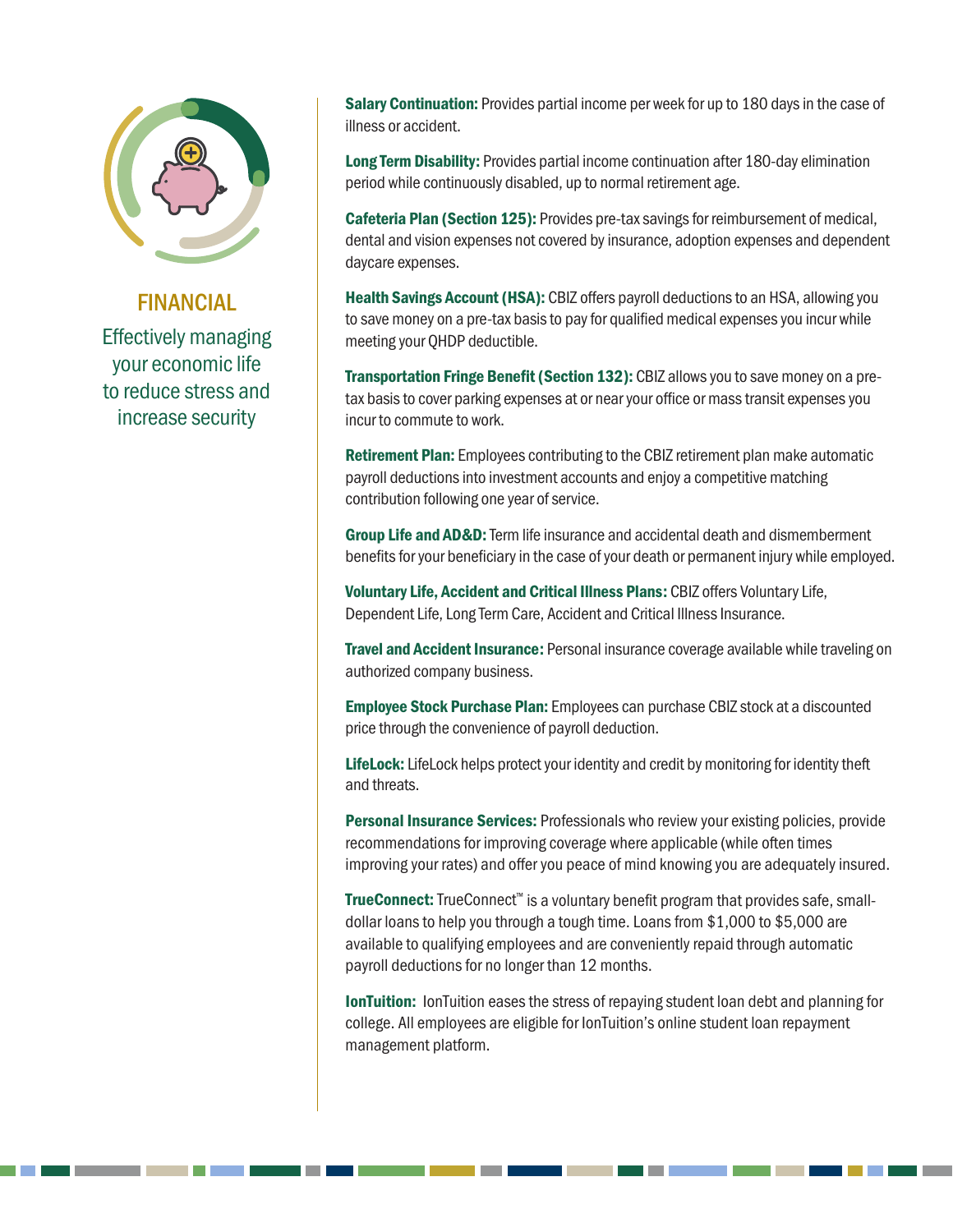## FINANCIAL

Effectively managing your economic life to reduce stress and increase security

**Salary Continuation:** Provides partial income per week for up to 180 days in the case of illness or accident.

**Long Term Disability:** Provides partial income continuation after 180-day elimination period while continuously disabled, up to normal retirement age.

**Cafeteria Plan (Section 125):** Provides pre-tax savings for reimbursement of medical, dental and vision expenses not covered by insurance, adoption expenses and dependent daycare expenses.

**Health Savings Account (HSA):** CBIZ offers payroll deductions to an HSA, allowing you to save money on a pre-tax basis to pay for qualified medical expenses you incur while meeting your QHDP deductible.

**Transportation Fringe Benefit (Section 132):** CBIZ allows you to save money on a pre-tax basis to cover parking expenses at or near your office or mass transit expenses you incur to commute to work.

**Retirement Plan:** Employees contributing to the CBIZ retirement plan make automatic payroll deductions into investment accounts and enjoy a competitive matching contribution following one year of service.

**Group Life and AD&D:** Term life insurance and accidental death and dismemberment benefits for your beneficiary in the case of your death or permanent injury while employed.

**Voluntary Life, Accident and Critical Illness Plans:** CBIZ offers Voluntary Life, Dependent Life, Long Term Care, Accident and Critical Illness Insurance.

**Travel and Accident Insurance:** Personal insurance coverage available while traveling on authorized company business.

**Employee Stock Purchase Plan:** Employees can purchase CBIZ stock at a discounted price through the convenience of payroll deduction.

**LifeLock:** LifeLock helps protect your identity and credit by monitoring for identity theft and threats.

**Personal Insurance Services:** Professionals who review your existing policies, provide recommendations for improving coverage where applicable (while often times improving your rates) and offer you peace of mind knowing you are adequately insured.

**TrueConnect:** TrueConnect™ is a voluntary benefit program that provides safe, small-dollar loans to help you through a tough time. Loans from $1,000 to $5,000 are available to qualifying employees and are conveniently repaid through automatic payroll deductions for no longer than 12 months.

**IonTuition:** IonTuition eases the stress of repaying student loan debt and planning for college. All employees are eligible for IonTuition's online student loan repayment management platform.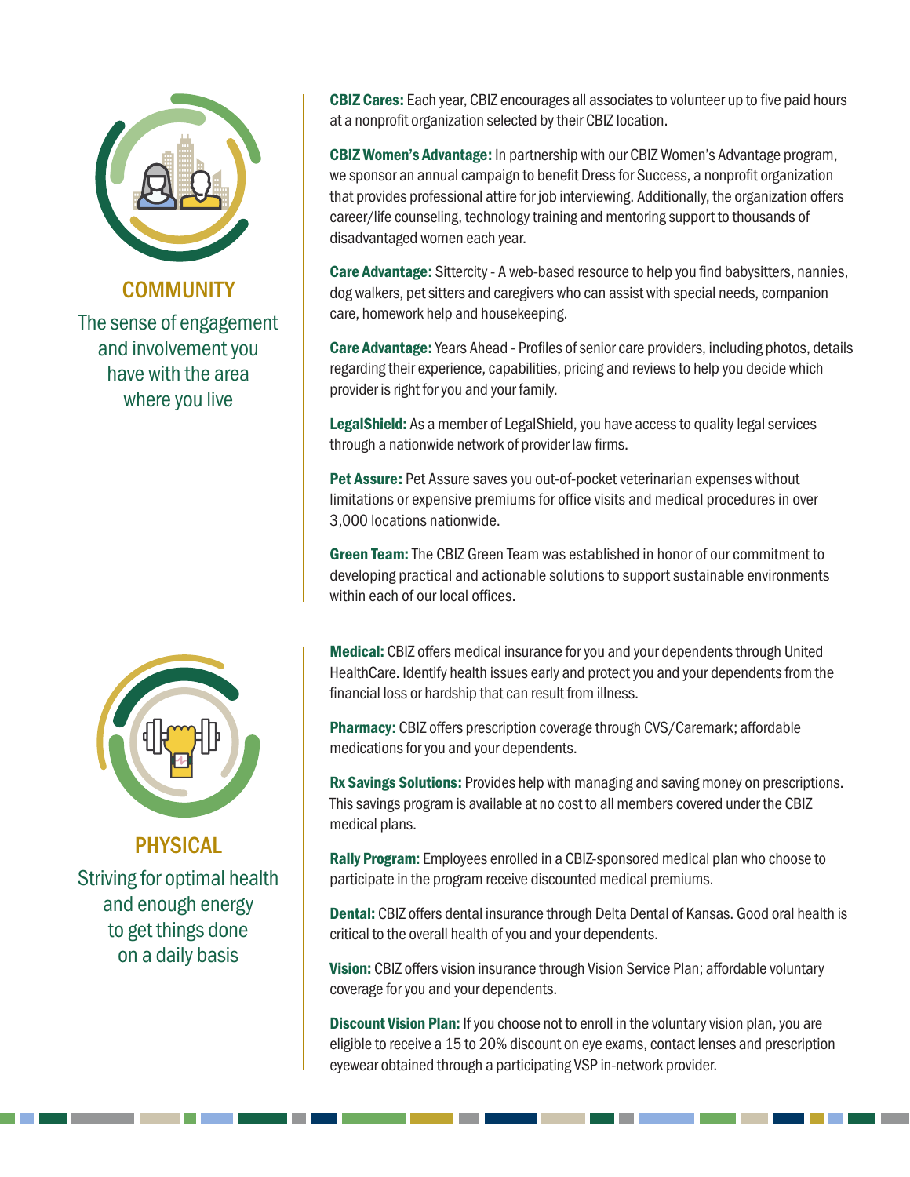## COMMUNITY

The sense of engagement and involvement you have with the area where you live

**CBIZ Cares:** Each year, CBIZ encourages all associates to volunteer up to five paid hours at a nonprofit organization selected by their CBIZ location.

**CBIZ Women's Advantage:** In partnership with our CBIZ Women's Advantage program, we sponsor an annual campaign to benefit Dress for Success, a nonprofit organization that provides professional attire for job interviewing. Additionally, the organization offers career/life counseling, technology training and mentoring support to thousands of disadvantaged women each year.

**Care Advantage:** Sittercity - A web-based resource to help you find babysitters, nannies, dog walkers, pet sitters and caregivers who can assist with special needs, companion care, homework help and housekeeping.

**Care Advantage:** Years Ahead - Profiles of senior care providers, including photos, details regarding their experience, capabilities, pricing and reviews to help you decide which provider is right for you and your family.

**LegalShield:** As a member of LegalShield, you have access to quality legal services through a nationwide network of provider law firms.

**Pet Assure:** Pet Assure saves you out-of-pocket veterinarian expenses without limitations or expensive premiums for office visits and medical procedures in over 3,000 locations nationwide.

**Green Team:** The CBIZ Green Team was established in honor of our commitment to developing practical and actionable solutions to support sustainable environments within each of our local offices.

## PHYSICAL

Striving for optimal health and enough energy to get things done on a daily basis

**Medical:** CBIZ offers medical insurance for you and your dependents through United HealthCare. Identify health issues early and protect you and your dependents from the financial loss or hardship that can result from illness.

**Pharmacy:** CBIZ offers prescription coverage through CVS/Caremark; affordable medications for you and your dependents.

**Rx Savings Solutions:** Provides help with managing and saving money on prescriptions. This savings program is available at no cost to all members covered under the CBIZ medical plans.

**Rally Program:** Employees enrolled in a CBIZ-sponsored medical plan who choose to participate in the program receive discounted medical premiums.

**Dental:** CBIZ offers dental insurance through Delta Dental of Kansas. Good oral health is critical to the overall health of you and your dependents.

**Vision:** CBIZ offers vision insurance through Vision Service Plan; affordable voluntary coverage for you and your dependents.

**Discount Vision Plan:** If you choose not to enroll in the voluntary vision plan, you are eligible to receive a 15 to 20% discount on eye exams, contact lenses and prescription eyewear obtained through a participating VSP in-network provider.